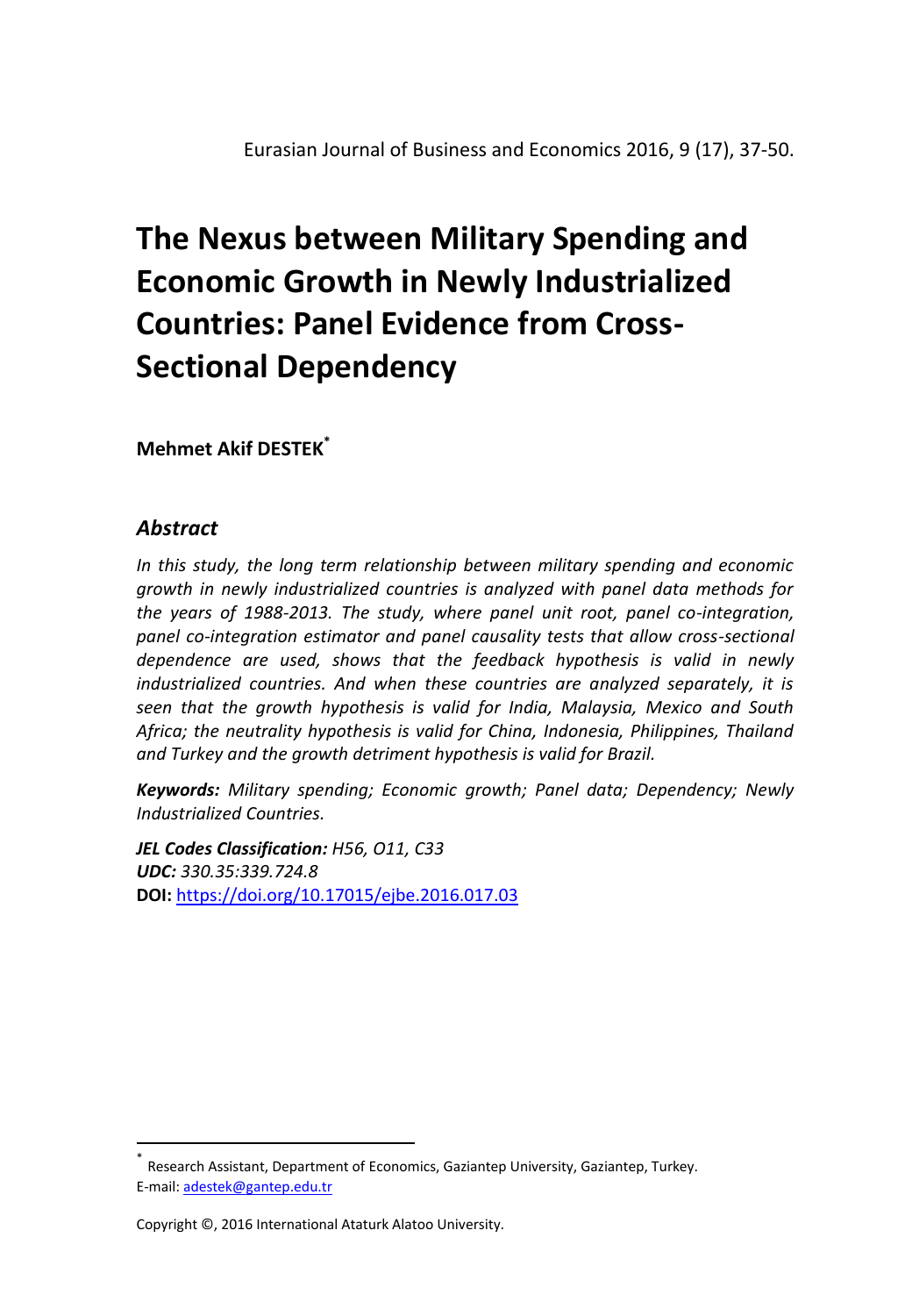# The Nexus between Military Spending and Economic Growth in Newly Industrialized Countries: Panel Evidence from Cross-Sectional Dependency

**Mehmet Akif DESTEK**[*]

## *Abstract*

*In this study, the long term relationship between military spending and economic growth in newly industrialized countries is analyzed with panel data methods for the years of 1988-2013. The study, where panel unit root, panel co-integration, panel co-integration estimator and panel causality tests that allow cross-sectional dependence are used, shows that the feedback hypothesis is valid in newly industrialized countries. And when these countries are analyzed separately, it is seen that the growth hypothesis is valid for India, Malaysia, Mexico and South Africa; the neutrality hypothesis is valid for China, Indonesia, Philippines, Thailand and Turkey and the growth detriment hypothesis is valid for Brazil.*

***Keywords:*** *Military spending; Economic growth; Panel data; Dependency; Newly Industrialized Countries.*

***JEL Codes Classification:*** *H56, O11, C33*
***UDC:*** *330.35:339.724.8*
**DOI:** https://doi.org/10.17015/ejbe.2016.017.03

---

[*] Research Assistant, Department of Economics, Gaziantep University, Gaziantep, Turkey.
E-mail: adestek@gantep.edu.tr

Copyright ©, 2016 International Ataturk Alatoo University.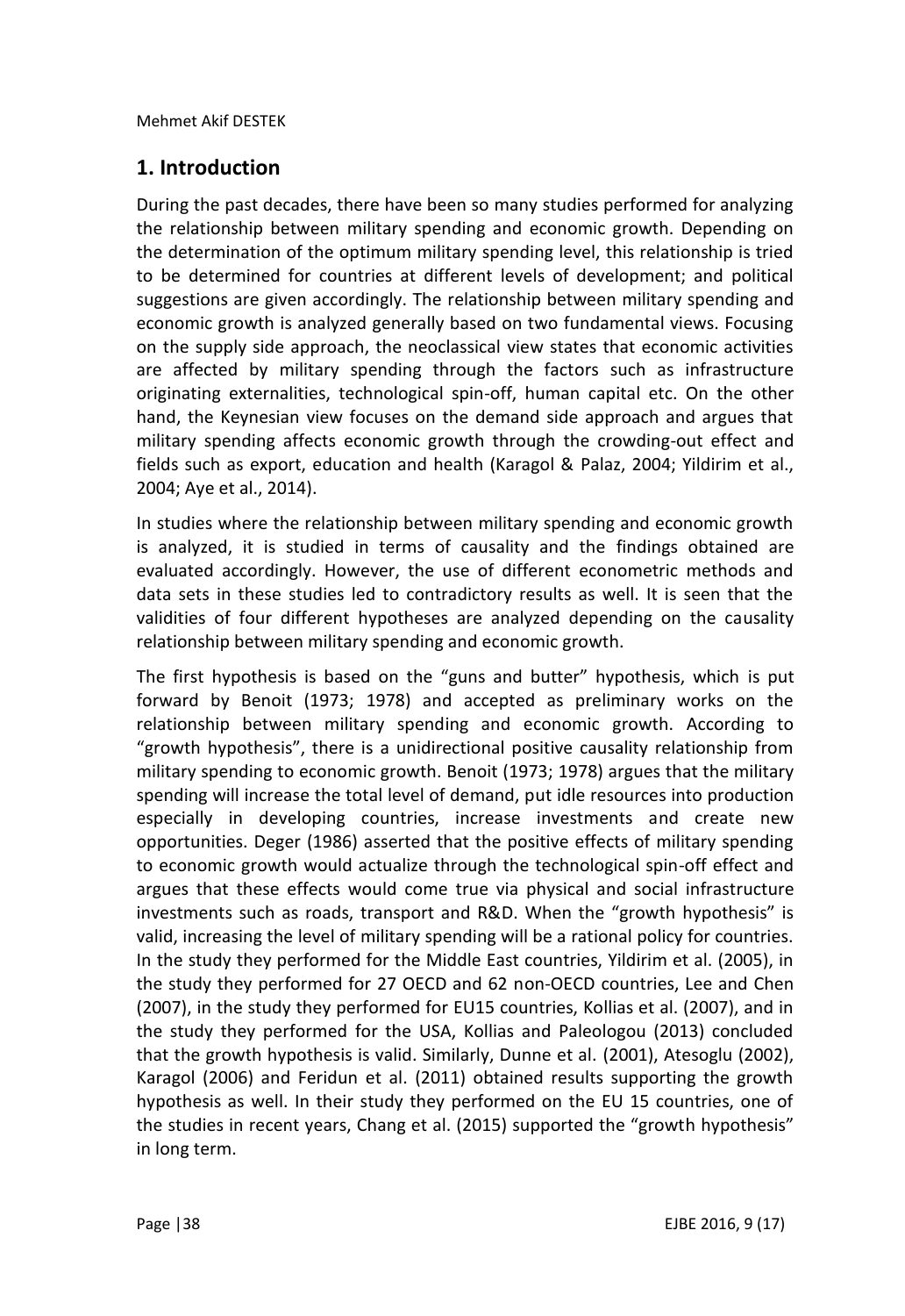## 1. Introduction

During the past decades, there have been so many studies performed for analyzing the relationship between military spending and economic growth. Depending on the determination of the optimum military spending level, this relationship is tried to be determined for countries at different levels of development; and political suggestions are given accordingly. The relationship between military spending and economic growth is analyzed generally based on two fundamental views. Focusing on the supply side approach, the neoclassical view states that economic activities are affected by military spending through the factors such as infrastructure originating externalities, technological spin-off, human capital etc. On the other hand, the Keynesian view focuses on the demand side approach and argues that military spending affects economic growth through the crowding-out effect and fields such as export, education and health (Karagol & Palaz, 2004; Yildirim et al., 2004; Aye et al., 2014).

In studies where the relationship between military spending and economic growth is analyzed, it is studied in terms of causality and the findings obtained are evaluated accordingly. However, the use of different econometric methods and data sets in these studies led to contradictory results as well. It is seen that the validities of four different hypotheses are analyzed depending on the causality relationship between military spending and economic growth.

The first hypothesis is based on the "guns and butter" hypothesis, which is put forward by Benoit (1973; 1978) and accepted as preliminary works on the relationship between military spending and economic growth. According to "growth hypothesis", there is a unidirectional positive causality relationship from military spending to economic growth. Benoit (1973; 1978) argues that the military spending will increase the total level of demand, put idle resources into production especially in developing countries, increase investments and create new opportunities. Deger (1986) asserted that the positive effects of military spending to economic growth would actualize through the technological spin-off effect and argues that these effects would come true via physical and social infrastructure investments such as roads, transport and R&D. When the "growth hypothesis" is valid, increasing the level of military spending will be a rational policy for countries. In the study they performed for the Middle East countries, Yildirim et al. (2005), in the study they performed for 27 OECD and 62 non-OECD countries, Lee and Chen (2007), in the study they performed for EU15 countries, Kollias et al. (2007), and in the study they performed for the USA, Kollias and Paleologou (2013) concluded that the growth hypothesis is valid. Similarly, Dunne et al. (2001), Atesoglu (2002), Karagol (2006) and Feridun et al. (2011) obtained results supporting the growth hypothesis as well. In their study they performed on the EU 15 countries, one of the studies in recent years, Chang et al. (2015) supported the "growth hypothesis" in long term.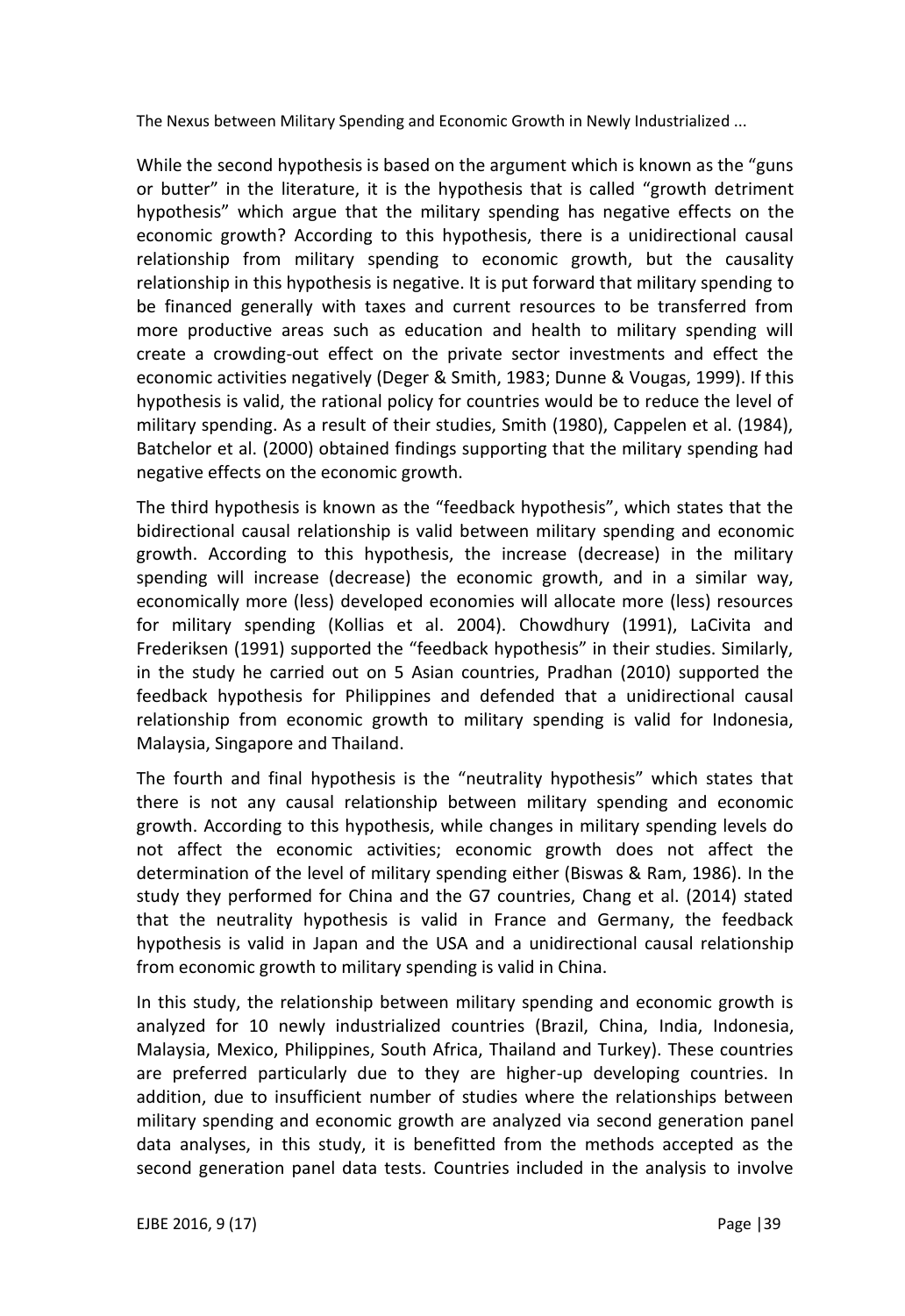While the second hypothesis is based on the argument which is known as the "guns or butter" in the literature, it is the hypothesis that is called "growth detriment hypothesis" which argue that the military spending has negative effects on the economic growth? According to this hypothesis, there is a unidirectional causal relationship from military spending to economic growth, but the causality relationship in this hypothesis is negative. It is put forward that military spending to be financed generally with taxes and current resources to be transferred from more productive areas such as education and health to military spending will create a crowding-out effect on the private sector investments and effect the economic activities negatively (Deger & Smith, 1983; Dunne & Vougas, 1999). If this hypothesis is valid, the rational policy for countries would be to reduce the level of military spending. As a result of their studies, Smith (1980), Cappelen et al. (1984), Batchelor et al. (2000) obtained findings supporting that the military spending had negative effects on the economic growth.

The third hypothesis is known as the "feedback hypothesis", which states that the bidirectional causal relationship is valid between military spending and economic growth. According to this hypothesis, the increase (decrease) in the military spending will increase (decrease) the economic growth, and in a similar way, economically more (less) developed economies will allocate more (less) resources for military spending (Kollias et al. 2004). Chowdhury (1991), LaCivita and Frederiksen (1991) supported the "feedback hypothesis" in their studies. Similarly, in the study he carried out on 5 Asian countries, Pradhan (2010) supported the feedback hypothesis for Philippines and defended that a unidirectional causal relationship from economic growth to military spending is valid for Indonesia, Malaysia, Singapore and Thailand.

The fourth and final hypothesis is the "neutrality hypothesis" which states that there is not any causal relationship between military spending and economic growth. According to this hypothesis, while changes in military spending levels do not affect the economic activities; economic growth does not affect the determination of the level of military spending either (Biswas & Ram, 1986). In the study they performed for China and the G7 countries, Chang et al. (2014) stated that the neutrality hypothesis is valid in France and Germany, the feedback hypothesis is valid in Japan and the USA and a unidirectional causal relationship from economic growth to military spending is valid in China.

In this study, the relationship between military spending and economic growth is analyzed for 10 newly industrialized countries (Brazil, China, India, Indonesia, Malaysia, Mexico, Philippines, South Africa, Thailand and Turkey). These countries are preferred particularly due to they are higher-up developing countries. In addition, due to insufficient number of studies where the relationships between military spending and economic growth are analyzed via second generation panel data analyses, in this study, it is benefitted from the methods accepted as the second generation panel data tests. Countries included in the analysis to involve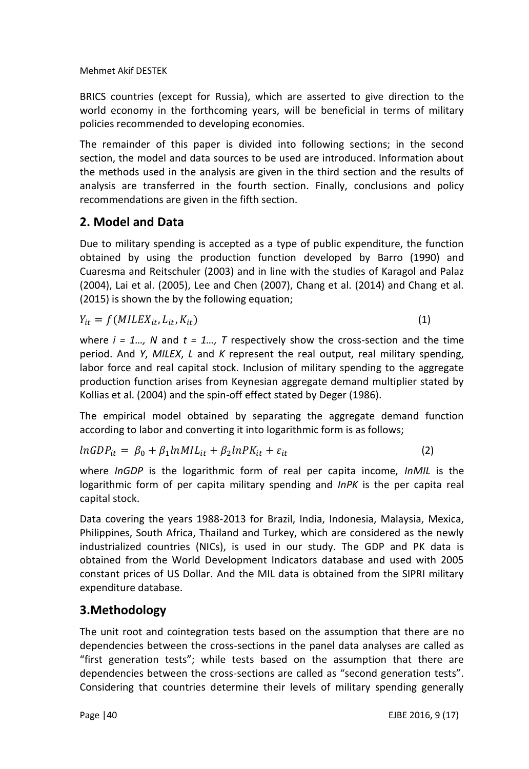BRICS countries (except for Russia), which are asserted to give direction to the world economy in the forthcoming years, will be beneficial in terms of military policies recommended to developing economies.

The remainder of this paper is divided into following sections; in the second section, the model and data sources to be used are introduced. Information about the methods used in the analysis are given in the third section and the results of analysis are transferred in the fourth section. Finally, conclusions and policy recommendations are given in the fifth section.

## 2. Model and Data

Due to military spending is accepted as a type of public expenditure, the function obtained by using the production function developed by Barro (1990) and Cuaresma and Reitschuler (2003) and in line with the studies of Karagol and Palaz (2004), Lai et al. (2005), Lee and Chen (2007), Chang et al. (2014) and Chang et al. (2015) is shown the by the following equation;

$$Y_{it} = f(MILEX_{it}, L_{it}, K_{it}) \tag{1}$$

where *i = 1…, N* and *t = 1…, T* respectively show the cross-section and the time period. And *Y*, *MILEX*, *L* and *K* represent the real output, real military spending, labor force and real capital stock. Inclusion of military spending to the aggregate production function arises from Keynesian aggregate demand multiplier stated by Kollias et al. (2004) and the spin-off effect stated by Deger (1986).

The empirical model obtained by separating the aggregate demand function according to labor and converting it into logarithmic form is as follows;

$$lnGDP_{it} = \beta_0 + \beta_1 lnMIL_{it} + \beta_2 lnPK_{it} + \varepsilon_{it} \tag{2}$$

where *lnGDP* is the logarithmic form of real per capita income, *lnMIL* is the logarithmic form of per capita military spending and *lnPK* is the per capita real capital stock.

Data covering the years 1988-2013 for Brazil, India, Indonesia, Malaysia, Mexica, Philippines, South Africa, Thailand and Turkey, which are considered as the newly industrialized countries (NICs), is used in our study. The GDP and PK data is obtained from the World Development Indicators database and used with 2005 constant prices of US Dollar. And the MIL data is obtained from the SIPRI military expenditure database.

## 3.Methodology

The unit root and cointegration tests based on the assumption that there are no dependencies between the cross-sections in the panel data analyses are called as "first generation tests"; while tests based on the assumption that there are dependencies between the cross-sections are called as "second generation tests". Considering that countries determine their levels of military spending generally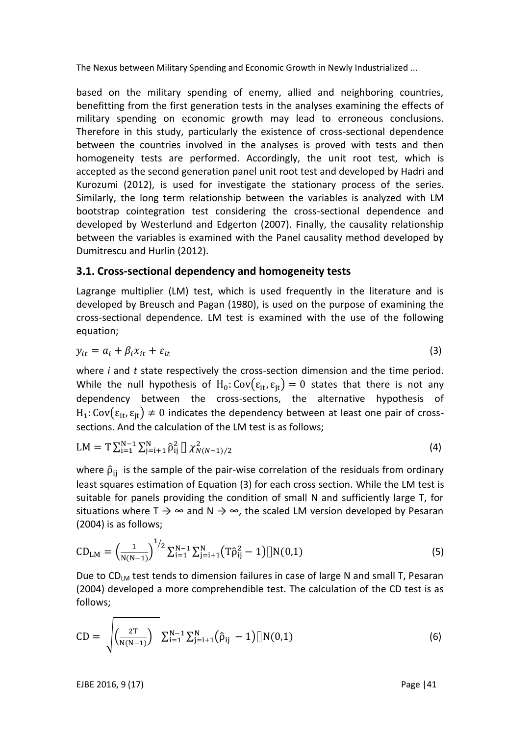based on the military spending of enemy, allied and neighboring countries, benefitting from the first generation tests in the analyses examining the effects of military spending on economic growth may lead to erroneous conclusions. Therefore in this study, particularly the existence of cross-sectional dependence between the countries involved in the analyses is proved with tests and then homogeneity tests are performed. Accordingly, the unit root test, which is accepted as the second generation panel unit root test and developed by Hadri and Kurozumi (2012), is used for investigate the stationary process of the series. Similarly, the long term relationship between the variables is analyzed with LM bootstrap cointegration test considering the cross-sectional dependence and developed by Westerlund and Edgerton (2007). Finally, the causality relationship between the variables is examined with the Panel causality method developed by Dumitrescu and Hurlin (2012).

### 3.1. Cross-sectional dependency and homogeneity tests

Lagrange multiplier (LM) test, which is used frequently in the literature and is developed by Breusch and Pagan (1980), is used on the purpose of examining the cross-sectional dependence. LM test is examined with the use of the following equation;

$$y_{it} = a_i + \beta_i x_{it} + \varepsilon_{it} \tag{3}$$

where *i* and *t* state respectively the cross-section dimension and the time period. While the null hypothesis of $H_0: \mathrm{Cov}(\varepsilon_{it}, \varepsilon_{jt}) = 0$ states that there is not any dependency between the cross-sections, the alternative hypothesis of $H_1: \mathrm{Cov}(\varepsilon_{it}, \varepsilon_{jt}) \neq 0$ indicates the dependency between at least one pair of cross-sections. And the calculation of the LM test is as follows;

$$\mathrm{LM} = \mathrm{T}\sum_{i=1}^{N-1}\sum_{j=i+1}^{N}\hat{\rho}_{ij}^2 \sim \chi^2_{N(N-1)/2} \tag{4}$$

where $\hat{\rho}_{ij}$ is the sample of the pair-wise correlation of the residuals from ordinary least squares estimation of Equation (3) for each cross section. While the LM test is suitable for panels providing the condition of small N and sufficiently large T, for situations where T → ∞ and N → ∞, the scaled LM version developed by Pesaran (2004) is as follows;

$$\mathrm{CD_{LM}} = \left(\frac{1}{N(N-1)}\right)^{1/2}\sum_{i=1}^{N-1}\sum_{j=i+1}^{N}\left(\mathrm{T}\hat{\rho}_{ij}^2 - 1\right) \sim N(0,1) \tag{5}$$

Due to $\mathrm{CD_{LM}}$ test tends to dimension failures in case of large N and small T, Pesaran (2004) developed a more comprehendible test. The calculation of the CD test is as follows;

$$\mathrm{CD} = \sqrt{\left(\frac{2T}{N(N-1)}\right)}\sum_{i=1}^{N-1}\sum_{j=i+1}^{N}\left(\hat{\rho}_{ij} - 1\right) \sim N(0,1) \tag{6}$$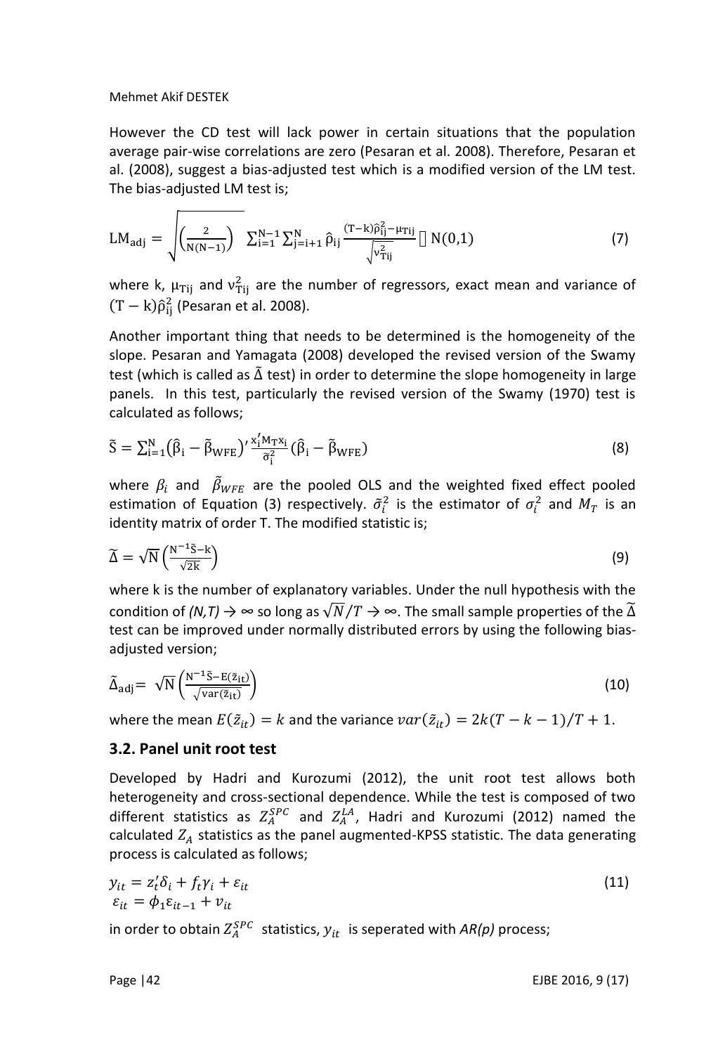However the CD test will lack power in certain situations that the population average pair-wise correlations are zero (Pesaran et al. 2008). Therefore, Pesaran et al. (2008), suggest a bias-adjusted test which is a modified version of the LM test. The bias-adjusted LM test is;

$$\mathrm{LM_{adj}} = \sqrt{\left(\frac{2}{N(N-1)}\right)} \sum_{i=1}^{N-1}\sum_{j=i+1}^{N} \hat{\rho}_{ij} \frac{(T-k)\hat{\rho}_{ij}^2-\mu_{Tij}}{\sqrt{v_{Tij}^2}} \sim N(0,1) \tag{7}$$

where k, $\mu_{Tij}$ and $v_{Tij}^2$ are the number of regressors, exact mean and variance of $(T-k)\hat{\rho}_{ij}^2$ (Pesaran et al. 2008).

Another important thing that needs to be determined is the homogeneity of the slope. Pesaran and Yamagata (2008) developed the revised version of the Swamy test (which is called as $\tilde{\Delta}$ test) in order to determine the slope homogeneity in large panels. In this test, particularly the revised version of the Swamy (1970) test is calculated as follows;

$$\tilde{S} = \sum_{i=1}^{N}\left(\hat{\beta}_i - \tilde{\beta}_{WFE}\right)' \frac{x_i' M_T x_i}{\tilde{\sigma}_i^2}\left(\hat{\beta}_i - \tilde{\beta}_{WFE}\right) \tag{8}$$

where $\beta_i$ and $\tilde{\beta}_{WFE}$ are the pooled OLS and the weighted fixed effect pooled estimation of Equation (3) respectively. $\tilde{\sigma}_i^2$ is the estimator of $\sigma_i^2$ and $M_T$ is an identity matrix of order T. The modified statistic is;

$$\tilde{\Delta} = \sqrt{N}\left(\frac{N^{-1}\tilde{S}-k}{\sqrt{2k}}\right) \tag{9}$$

where k is the number of explanatory variables. Under the null hypothesis with the condition of *(N,T)* → ∞ so long as $\sqrt{N}/T \to \infty$. The small sample properties of the $\tilde{\Delta}$ test can be improved under normally distributed errors by using the following bias-adjusted version;

$$\tilde{\Delta}_{adj} = \sqrt{N}\left(\frac{N^{-1}\tilde{S}-E(\tilde{z}_{it})}{\sqrt{\mathrm{var}(\tilde{z}_{it})}}\right) \tag{10}$$

where the mean $E(\tilde{z}_{it}) = k$ and the variance $var(\tilde{z}_{it}) = 2k(T-k-1)/T+1$.

### 3.2. Panel unit root test

Developed by Hadri and Kurozumi (2012), the unit root test allows both heterogeneity and cross-sectional dependence. While the test is composed of two different statistics as $Z_A^{SPC}$ and $Z_A^{LA}$, Hadri and Kurozumi (2012) named the calculated $Z_A$ statistics as the panel augmented-KPSS statistic. The data generating process is calculated as follows;

$$\begin{aligned} y_{it} &= z_t'\delta_i + f_t\gamma_i + \varepsilon_{it} \\ \varepsilon_{it} &= \phi_1\varepsilon_{it-1} + v_{it} \end{aligned} \tag{11}$$

in order to obtain $Z_A^{SPC}$ statistics, $y_{it}$ is seperated with *AR(p)* process;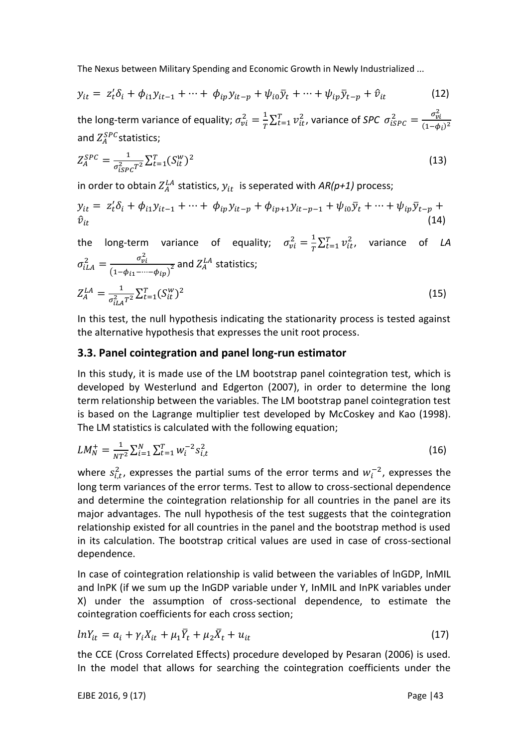$$y_{it} = z_t'\delta_i + \phi_{i1}y_{it-1} + \cdots + \phi_{ip}y_{it-p} + \psi_{i0}\bar{y}_t + \cdots + \psi_{ip}\bar{y}_{t-p} + \hat{v}_{it} \tag{12}$$

the long-term variance of equality; $\sigma_{vi}^2 = \frac{1}{T}\sum_{t=1}^{T} v_{it}^2$, variance of *SPC* $\sigma_{iSPC}^2 = \frac{\sigma_{vi}^2}{(1-\phi_i)^2}$ and $Z_A^{SPC}$ statistics;

$$Z_A^{SPC} = \frac{1}{\sigma_{iSPC}^2 T^2}\sum_{t=1}^{T}(S_{it}^w)^2 \tag{13}$$

in order to obtain $Z_A^{LA}$ statistics, $y_{it}$ is seperated with *AR(p+1)* process;

$$y_{it} = z_t'\delta_i + \phi_{i1}y_{it-1} + \cdots + \phi_{ip}y_{it-p} + \phi_{ip+1}y_{it-p-1} + \psi_{i0}\bar{y}_t + \cdots + \psi_{ip}\bar{y}_{t-p} + \hat{v}_{it} \tag{14}$$

the long-term variance of equality; $\sigma_{vi}^2 = \frac{1}{T}\sum_{t=1}^{T} v_{it}^2$, variance of *LA* $\sigma_{iLA}^2 = \frac{\sigma_{vi}^2}{(1-\phi_{i1}-\cdots-\phi_{ip})^2}$ and $Z_A^{LA}$ statistics;

$$Z_A^{LA} = \frac{1}{\sigma_{iLA}^2 T^2}\sum_{t=1}^{T}(S_{it}^w)^2 \tag{15}$$

In this test, the null hypothesis indicating the stationarity process is tested against the alternative hypothesis that expresses the unit root process.

## 3.3. Panel cointegration and panel long-run estimator

In this study, it is made use of the LM bootstrap panel cointegration test, which is developed by Westerlund and Edgerton (2007), in order to determine the long term relationship between the variables. The LM bootstrap panel cointegration test is based on the Lagrange multiplier test developed by McCoskey and Kao (1998). The LM statistics is calculated with the following equation;

$$LM_N^+ = \frac{1}{NT^2}\sum_{i=1}^{N}\sum_{t=1}^{T} w_i^{-2} s_{i,t}^2 \tag{16}$$

where $s_{i,t}^2$, expresses the partial sums of the error terms and $w_i^{-2}$, expresses the long term variances of the error terms. Test to allow to cross-sectional dependence and determine the cointegration relationship for all countries in the panel are its major advantages. The null hypothesis of the test suggests that the cointegration relationship existed for all countries in the panel and the bootstrap method is used in its calculation. The bootstrap critical values are used in case of cross-sectional dependence.

In case of cointegration relationship is valid between the variables of lnGDP, lnMIL and lnPK (if we sum up the InGDP variable under Y, InMIL and InPK variables under X) under the assumption of cross-sectional dependence, to estimate the cointegration coefficients for each cross section;

$$lnY_{it} = a_i + \gamma_i X_{it} + \mu_1 \bar{Y}_t + \mu_2 \bar{X}_t + u_{it} \tag{17}$$

the CCE (Cross Correlated Effects) procedure developed by Pesaran (2006) is used. In the model that allows for searching the cointegration coefficients under the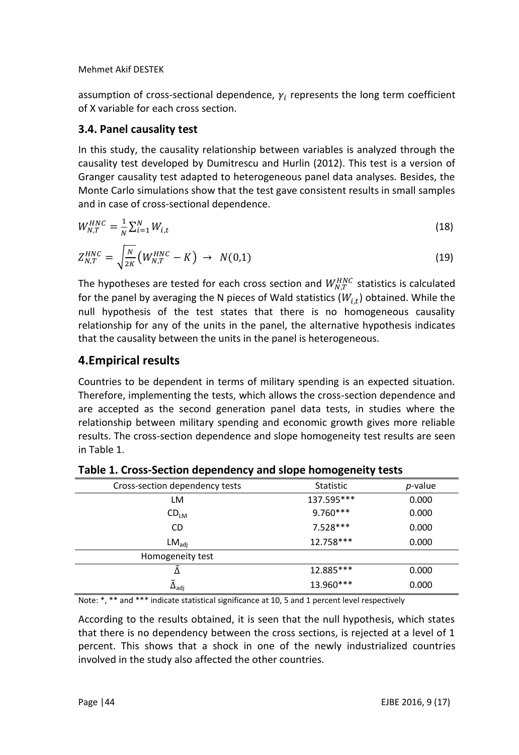assumption of cross-sectional dependence, $\gamma_i$ represents the long term coefficient of X variable for each cross section.

### 3.4. Panel causality test

In this study, the causality relationship between variables is analyzed through the causality test developed by Dumitrescu and Hurlin (2012). This test is a version of Granger causality test adapted to heterogeneous panel data analyses. Besides, the Monte Carlo simulations show that the test gave consistent results in small samples and in case of cross-sectional dependence.

$$W_{N,T}^{HNC} = \frac{1}{N}\sum_{i=1}^{N} W_{i,t} \tag{18}$$

$$Z_{N,T}^{HNC} = \sqrt{\frac{N}{2K}}\left(W_{N,T}^{HNC} - K\right) \rightarrow N(0,1) \tag{19}$$

The hypotheses are tested for each cross section and $W_{N,T}^{HNC}$ statistics is calculated for the panel by averaging the N pieces of Wald statistics ($W_{i,t}$) obtained. While the null hypothesis of the test states that there is no homogeneous causality relationship for any of the units in the panel, the alternative hypothesis indicates that the causality between the units in the panel is heterogeneous.

## 4.Empirical results

Countries to be dependent in terms of military spending is an expected situation. Therefore, implementing the tests, which allows the cross-section dependence and are accepted as the second generation panel data tests, in studies where the relationship between military spending and economic growth gives more reliable results. The cross-section dependence and slope homogeneity test results are seen in Table 1.

**Table 1. Cross-Section dependency and slope homogeneity tests**

| Cross-section dependency tests | Statistic | *p*-value |
|---|---|---|
| LM | 137.595*** | 0.000 |
| $CD_{LM}$ | 9.760*** | 0.000 |
| CD | 7.528*** | 0.000 |
| $LM_{adj}$ | 12.758*** | 0.000 |
| Homogeneity test | | |
| $\tilde{\Delta}$ | 12.885*** | 0.000 |
| $\tilde{\Delta}_{adj}$ | 13.960*** | 0.000 |

Note: *, ** and *** indicate statistical significance at 10, 5 and 1 percent level respectively

According to the results obtained, it is seen that the null hypothesis, which states that there is no dependency between the cross sections, is rejected at a level of 1 percent. This shows that a shock in one of the newly industrialized countries involved in the study also affected the other countries.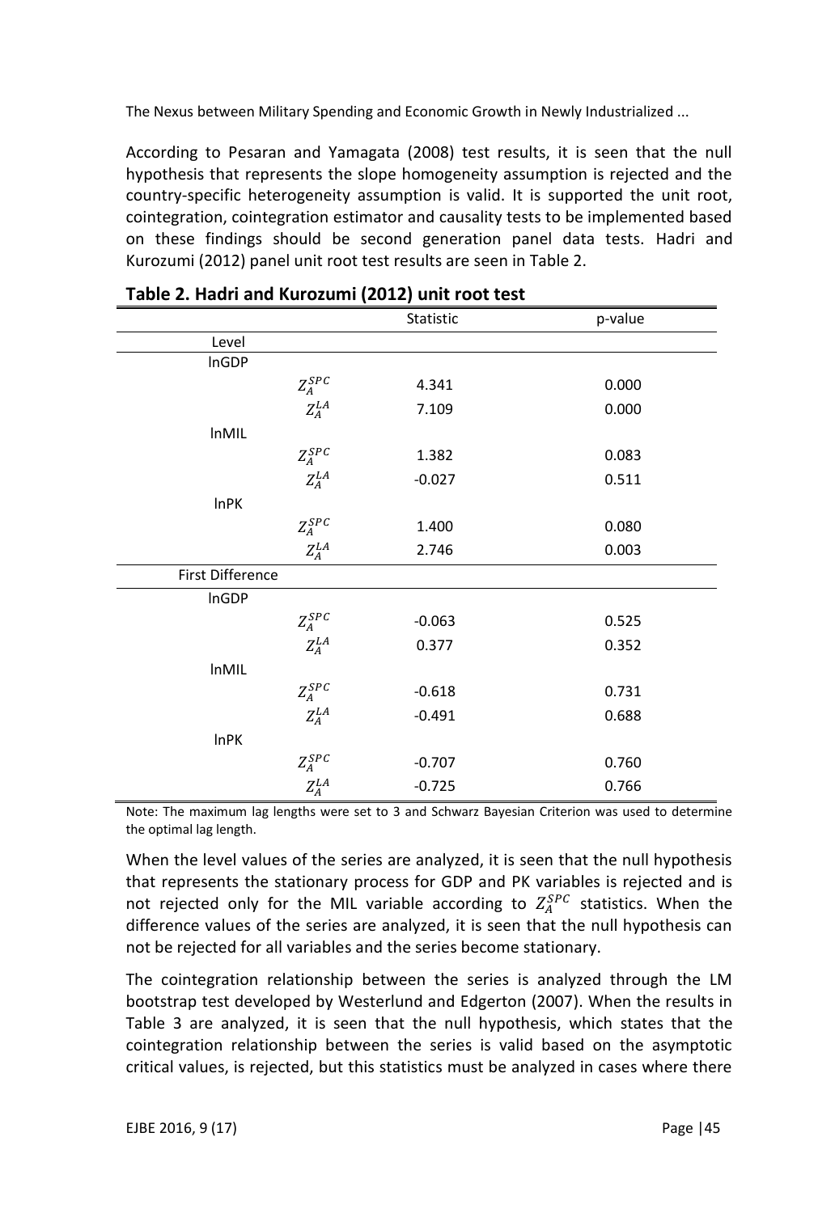According to Pesaran and Yamagata (2008) test results, it is seen that the null hypothesis that represents the slope homogeneity assumption is rejected and the country-specific heterogeneity assumption is valid. It is supported the unit root, cointegration, cointegration estimator and causality tests to be implemented based on these findings should be second generation panel data tests. Hadri and Kurozumi (2012) panel unit root test results are seen in Table 2.

**Table 2. Hadri and Kurozumi (2012) unit root test**

| | | Statistic | p-value |
|---|---|---|---|
| Level | | | |
| lnGDP | | | |
| | $Z_A^{SPC}$ | 4.341 | 0.000 |
| | $Z_A^{LA}$ | 7.109 | 0.000 |
| lnMIL | | | |
| | $Z_A^{SPC}$ | 1.382 | 0.083 |
| | $Z_A^{LA}$ | -0.027 | 0.511 |
| lnPK | | | |
| | $Z_A^{SPC}$ | 1.400 | 0.080 |
| | $Z_A^{LA}$ | 2.746 | 0.003 |
| First Difference | | | |
| lnGDP | | | |
| | $Z_A^{SPC}$ | -0.063 | 0.525 |
| | $Z_A^{LA}$ | 0.377 | 0.352 |
| lnMIL | | | |
| | $Z_A^{SPC}$ | -0.618 | 0.731 |
| | $Z_A^{LA}$ | -0.491 | 0.688 |
| lnPK | | | |
| | $Z_A^{SPC}$ | -0.707 | 0.760 |
| | $Z_A^{LA}$ | -0.725 | 0.766 |

Note: The maximum lag lengths were set to 3 and Schwarz Bayesian Criterion was used to determine the optimal lag length.

When the level values of the series are analyzed, it is seen that the null hypothesis that represents the stationary process for GDP and PK variables is rejected and is not rejected only for the MIL variable according to $Z_A^{SPC}$ statistics. When the difference values of the series are analyzed, it is seen that the null hypothesis can not be rejected for all variables and the series become stationary.

The cointegration relationship between the series is analyzed through the LM bootstrap test developed by Westerlund and Edgerton (2007). When the results in Table 3 are analyzed, it is seen that the null hypothesis, which states that the cointegration relationship between the series is valid based on the asymptotic critical values, is rejected, but this statistics must be analyzed in cases where there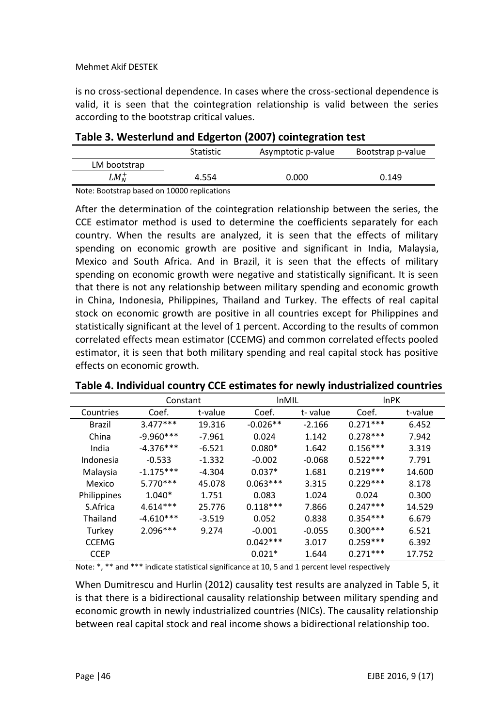is no cross-sectional dependence. In cases where the cross-sectional dependence is valid, it is seen that the cointegration relationship is valid between the series according to the bootstrap critical values.

**Table 3. Westerlund and Edgerton (2007) cointegration test**

| | Statistic | Asymptotic p-value | Bootstrap p-value |
|---|---|---|---|
| LM bootstrap | | | |
| $LM_N^+$ | 4.554 | 0.000 | 0.149 |

Note: Bootstrap based on 10000 replications

After the determination of the cointegration relationship between the series, the CCE estimator method is used to determine the coefficients separately for each country. When the results are analyzed, it is seen that the effects of military spending on economic growth are positive and significant in India, Malaysia, Mexico and South Africa. And in Brazil, it is seen that the effects of military spending on economic growth were negative and statistically significant. It is seen that there is not any relationship between military spending and economic growth in China, Indonesia, Philippines, Thailand and Turkey. The effects of real capital stock on economic growth are positive in all countries except for Philippines and statistically significant at the level of 1 percent. According to the results of common correlated effects mean estimator (CCEMG) and common correlated effects pooled estimator, it is seen that both military spending and real capital stock has positive effects on economic growth.

**Table 4. Individual country CCE estimates for newly industrialized countries**

| | Constant | | lnMIL | | lnPK | |
|---|---|---|---|---|---|---|
| Countries | Coef. | t-value | Coef. | t- value | Coef. | t-value |
| Brazil | 3.477*** | 19.316 | -0.026** | -2.166 | 0.271*** | 6.452 |
| China | -9.960*** | -7.961 | 0.024 | 1.142 | 0.278*** | 7.942 |
| India | -4.376*** | -6.521 | 0.080* | 1.642 | 0.156*** | 3.319 |
| Indonesia | -0.533 | -1.332 | -0.002 | -0.068 | 0.522*** | 7.791 |
| Malaysia | -1.175*** | -4.304 | 0.037* | 1.681 | 0.219*** | 14.600 |
| Mexico | 5.770*** | 45.078 | 0.063*** | 3.315 | 0.229*** | 8.178 |
| Philippines | 1.040* | 1.751 | 0.083 | 1.024 | 0.024 | 0.300 |
| S.Africa | 4.614*** | 25.776 | 0.118*** | 7.866 | 0.247*** | 14.529 |
| Thailand | -4.610*** | -3.519 | 0.052 | 0.838 | 0.354*** | 6.679 |
| Turkey | 2.096*** | 9.274 | -0.001 | -0.055 | 0.300*** | 6.521 |
| CCEMG | | | 0.042*** | 3.017 | 0.259*** | 6.392 |
| CCEP | | | 0.021* | 1.644 | 0.271*** | 17.752 |

Note: *, ** and *** indicate statistical significance at 10, 5 and 1 percent level respectively

When Dumitrescu and Hurlin (2012) causality test results are analyzed in Table 5, it is that there is a bidirectional causality relationship between military spending and economic growth in newly industrialized countries (NICs). The causality relationship between real capital stock and real income shows a bidirectional relationship too.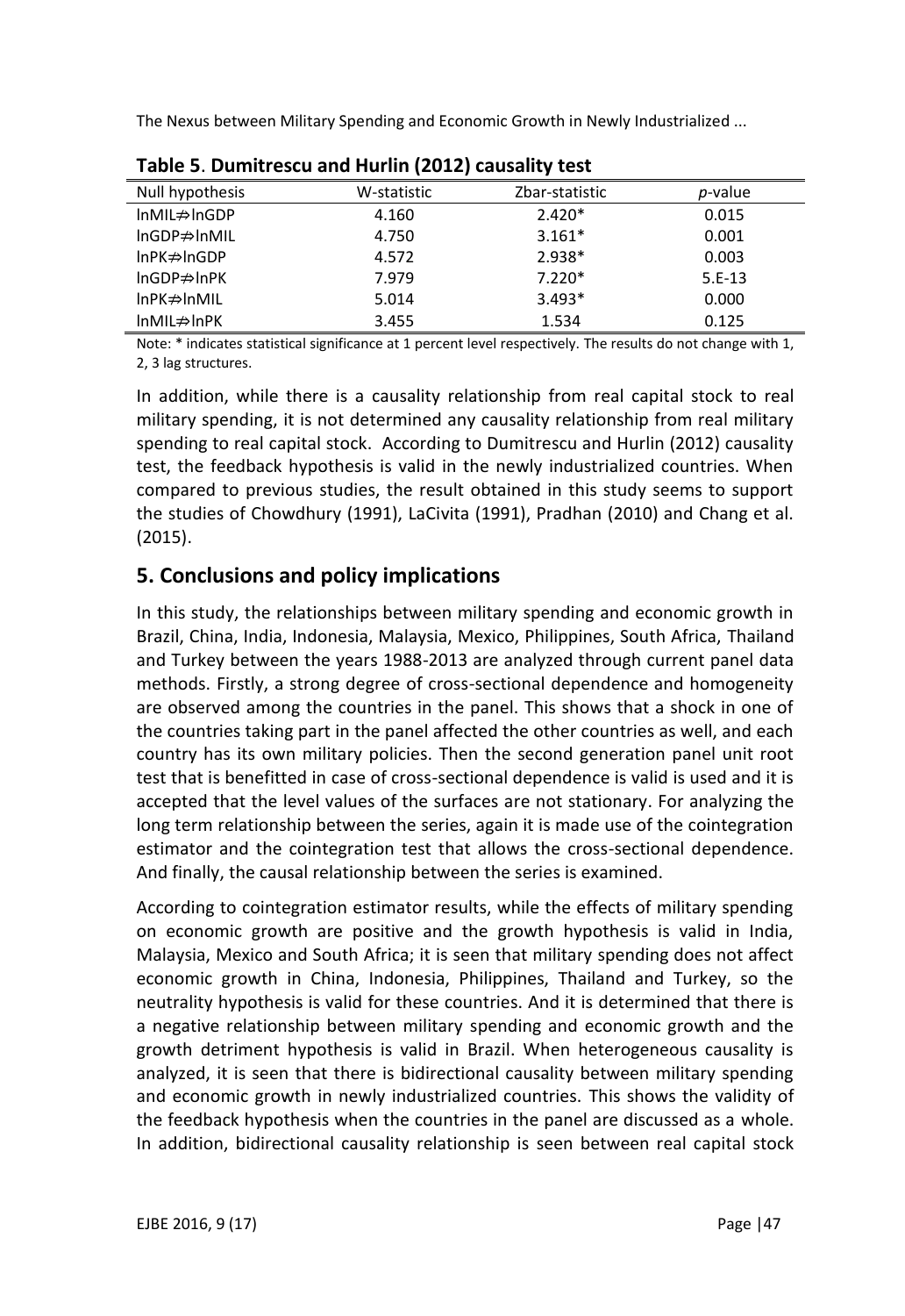**Table 5**. **Dumitrescu and Hurlin (2012) causality test**

| Null hypothesis | W-statistic | Zbar-statistic | *p*-value |
|---|---|---|---|
| lnMIL⇏lnGDP | 4.160 | 2.420* | 0.015 |
| lnGDP⇏lnMIL | 4.750 | 3.161* | 0.001 |
| lnPK⇏lnGDP | 4.572 | 2.938* | 0.003 |
| lnGDP⇏lnPK | 7.979 | 7.220* | 5.E-13 |
| lnPK⇏lnMIL | 5.014 | 3.493* | 0.000 |
| lnMIL⇏lnPK | 3.455 | 1.534 | 0.125 |

Note: * indicates statistical significance at 1 percent level respectively. The results do not change with 1, 2, 3 lag structures.

In addition, while there is a causality relationship from real capital stock to real military spending, it is not determined any causality relationship from real military spending to real capital stock. According to Dumitrescu and Hurlin (2012) causality test, the feedback hypothesis is valid in the newly industrialized countries. When compared to previous studies, the result obtained in this study seems to support the studies of Chowdhury (1991), LaCivita (1991), Pradhan (2010) and Chang et al. (2015).

## 5. Conclusions and policy implications

In this study, the relationships between military spending and economic growth in Brazil, China, India, Indonesia, Malaysia, Mexico, Philippines, South Africa, Thailand and Turkey between the years 1988-2013 are analyzed through current panel data methods. Firstly, a strong degree of cross-sectional dependence and homogeneity are observed among the countries in the panel. This shows that a shock in one of the countries taking part in the panel affected the other countries as well, and each country has its own military policies. Then the second generation panel unit root test that is benefitted in case of cross-sectional dependence is valid is used and it is accepted that the level values of the surfaces are not stationary. For analyzing the long term relationship between the series, again it is made use of the cointegration estimator and the cointegration test that allows the cross-sectional dependence. And finally, the causal relationship between the series is examined.

According to cointegration estimator results, while the effects of military spending on economic growth are positive and the growth hypothesis is valid in India, Malaysia, Mexico and South Africa; it is seen that military spending does not affect economic growth in China, Indonesia, Philippines, Thailand and Turkey, so the neutrality hypothesis is valid for these countries. And it is determined that there is a negative relationship between military spending and economic growth and the growth detriment hypothesis is valid in Brazil. When heterogeneous causality is analyzed, it is seen that there is bidirectional causality between military spending and economic growth in newly industrialized countries. This shows the validity of the feedback hypothesis when the countries in the panel are discussed as a whole. In addition, bidirectional causality relationship is seen between real capital stock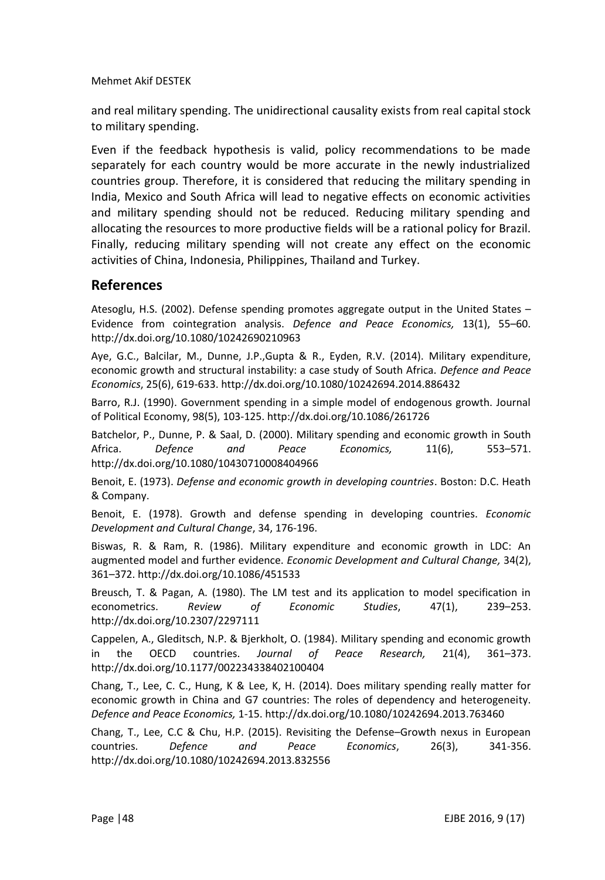and real military spending. The unidirectional causality exists from real capital stock to military spending.

Even if the feedback hypothesis is valid, policy recommendations to be made separately for each country would be more accurate in the newly industrialized countries group. Therefore, it is considered that reducing the military spending in India, Mexico and South Africa will lead to negative effects on economic activities and military spending should not be reduced. Reducing military spending and allocating the resources to more productive fields will be a rational policy for Brazil. Finally, reducing military spending will not create any effect on the economic activities of China, Indonesia, Philippines, Thailand and Turkey.

## References

Atesoglu, H.S. (2002). Defense spending promotes aggregate output in the United States – Evidence from cointegration analysis. *Defence and Peace Economics,* 13(1), 55–60. http://dx.doi.org/10.1080/10242690210963

Aye, G.C., Balcilar, M., Dunne, J.P.,Gupta & R., Eyden, R.V. (2014). Military expenditure, economic growth and structural instability: a case study of South Africa. *Defence and Peace Economics*, 25(6), 619-633. http://dx.doi.org/10.1080/10242694.2014.886432

Barro, R.J. (1990). Government spending in a simple model of endogenous growth. Journal of Political Economy, 98(5), 103-125. http://dx.doi.org/10.1086/261726

Batchelor, P., Dunne, P. & Saal, D. (2000). Military spending and economic growth in South Africa. *Defence and Peace Economics,* 11(6), 553–571. http://dx.doi.org/10.1080/10430710008404966

Benoit, E. (1973). *Defense and economic growth in developing countries*. Boston: D.C. Heath & Company.

Benoit, E. (1978). Growth and defense spending in developing countries. *Economic Development and Cultural Change*, 34, 176-196.

Biswas, R. & Ram, R. (1986). Military expenditure and economic growth in LDC: An augmented model and further evidence. *Economic Development and Cultural Change,* 34(2), 361–372. http://dx.doi.org/10.1086/451533

Breusch, T. & Pagan, A. (1980). The LM test and its application to model specification in econometrics. *Review of Economic Studies*, 47(1), 239–253. http://dx.doi.org/10.2307/2297111

Cappelen, A., Gleditsch, N.P. & Bjerkholt, O. (1984). Military spending and economic growth in the OECD countries. *Journal of Peace Research,* 21(4), 361–373. http://dx.doi.org/10.1177/002234338402100404

Chang, T., Lee, C. C., Hung, K & Lee, K, H. (2014). Does military spending really matter for economic growth in China and G7 countries: The roles of dependency and heterogeneity. *Defence and Peace Economics,* 1-15. http://dx.doi.org/10.1080/10242694.2013.763460

Chang, T., Lee, C.C & Chu, H.P. (2015). Revisiting the Defense–Growth nexus in European countries. *Defence and Peace Economics*, 26(3), 341-356. http://dx.doi.org/10.1080/10242694.2013.832556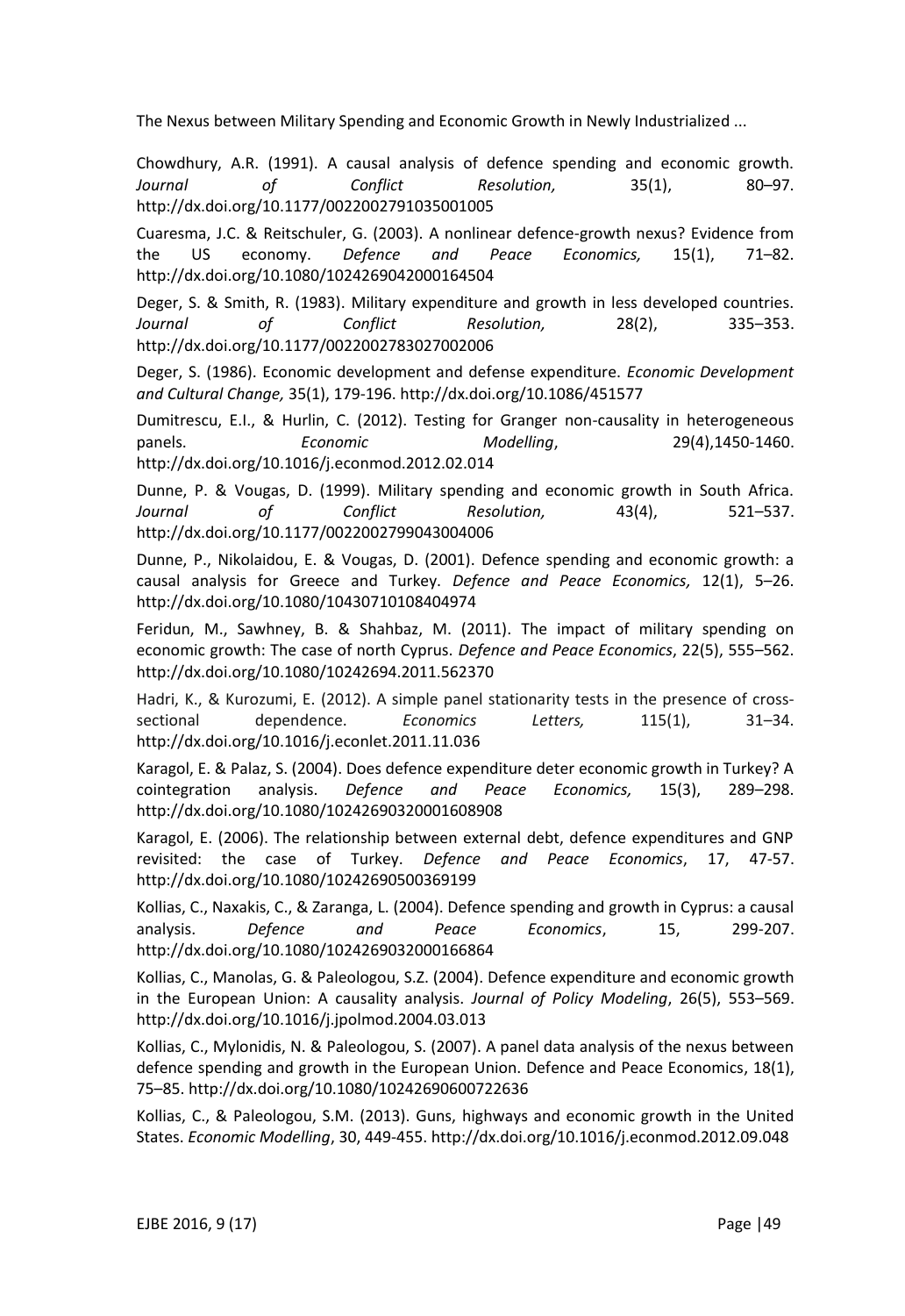Chowdhury, A.R. (1991). A causal analysis of defence spending and economic growth. *Journal of Conflict Resolution,* 35(1), 80–97. http://dx.doi.org/10.1177/0022002791035001005

Cuaresma, J.C. & Reitschuler, G. (2003). A nonlinear defence-growth nexus? Evidence from the US economy. *Defence and Peace Economics,* 15(1), 71–82. http://dx.doi.org/10.1080/1024269042000164504

Deger, S. & Smith, R. (1983). Military expenditure and growth in less developed countries. *Journal of Conflict Resolution,* 28(2), 335–353. http://dx.doi.org/10.1177/0022002783027002006

Deger, S. (1986). Economic development and defense expenditure. *Economic Development and Cultural Change,* 35(1), 179-196. http://dx.doi.org/10.1086/451577

Dumitrescu, E.I., & Hurlin, C. (2012). Testing for Granger non-causality in heterogeneous panels. *Economic Modelling*, 29(4),1450-1460. http://dx.doi.org/10.1016/j.econmod.2012.02.014

Dunne, P. & Vougas, D. (1999). Military spending and economic growth in South Africa. *Journal of Conflict Resolution,* 43(4), 521–537. http://dx.doi.org/10.1177/0022002799043004006

Dunne, P., Nikolaidou, E. & Vougas, D. (2001). Defence spending and economic growth: a causal analysis for Greece and Turkey. *Defence and Peace Economics,* 12(1), 5–26. http://dx.doi.org/10.1080/10430710108404974

Feridun, M., Sawhney, B. & Shahbaz, M. (2011). The impact of military spending on economic growth: The case of north Cyprus. *Defence and Peace Economics*, 22(5), 555–562. http://dx.doi.org/10.1080/10242694.2011.562370

Hadri, K., & Kurozumi, E. (2012). A simple panel stationarity tests in the presence of cross-sectional dependence. *Economics Letters,* 115(1), 31–34. http://dx.doi.org/10.1016/j.econlet.2011.11.036

Karagol, E. & Palaz, S. (2004). Does defence expenditure deter economic growth in Turkey? A cointegration analysis. *Defence and Peace Economics,* 15(3), 289–298. http://dx.doi.org/10.1080/10242690320001608908

Karagol, E. (2006). The relationship between external debt, defence expenditures and GNP revisited: the case of Turkey. *Defence and Peace Economics*, 17, 47-57. http://dx.doi.org/10.1080/10242690500369199

Kollias, C., Naxakis, C., & Zaranga, L. (2004). Defence spending and growth in Cyprus: a causal analysis. *Defence and Peace Economics*, 15, 299-207. http://dx.doi.org/10.1080/1024269032000166864

Kollias, C., Manolas, G. & Paleologou, S.Z. (2004). Defence expenditure and economic growth in the European Union: A causality analysis. *Journal of Policy Modeling*, 26(5), 553–569. http://dx.doi.org/10.1016/j.jpolmod.2004.03.013

Kollias, C., Mylonidis, N. & Paleologou, S. (2007). A panel data analysis of the nexus between defence spending and growth in the European Union. Defence and Peace Economics, 18(1), 75–85. http://dx.doi.org/10.1080/10242690600722636

Kollias, C., & Paleologou, S.M. (2013). Guns, highways and economic growth in the United States. *Economic Modelling*, 30, 449-455. http://dx.doi.org/10.1016/j.econmod.2012.09.048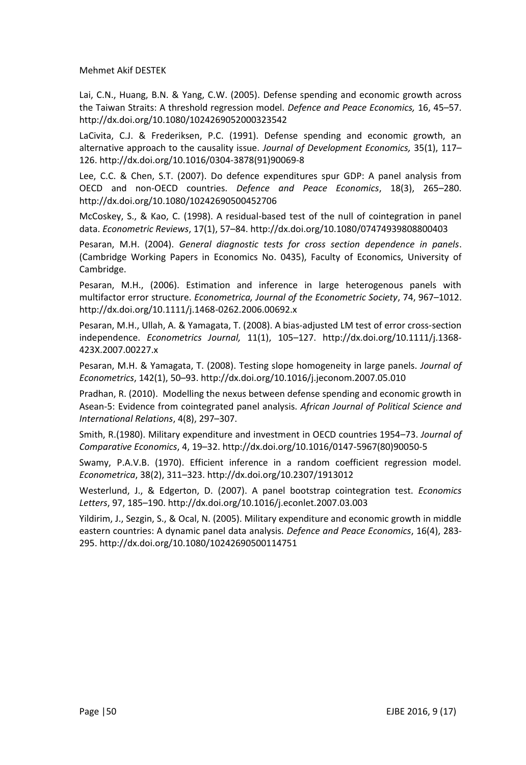Lai, C.N., Huang, B.N. & Yang, C.W. (2005). Defense spending and economic growth across the Taiwan Straits: A threshold regression model. *Defence and Peace Economics,* 16, 45–57. http://dx.doi.org/10.1080/1024269052000323542

LaCivita, C.J. & Frederiksen, P.C. (1991). Defense spending and economic growth, an alternative approach to the causality issue. *Journal of Development Economics,* 35(1), 117–126. http://dx.doi.org/10.1016/0304-3878(91)90069-8

Lee, C.C. & Chen, S.T. (2007). Do defence expenditures spur GDP: A panel analysis from OECD and non-OECD countries. *Defence and Peace Economics*, 18(3), 265–280. http://dx.doi.org/10.1080/10242690500452706

McCoskey, S., & Kao, C. (1998). A residual-based test of the null of cointegration in panel data. *Econometric Reviews*, 17(1), 57–84. http://dx.doi.org/10.1080/07474939808800403

Pesaran, M.H. (2004). *General diagnostic tests for cross section dependence in panels*. (Cambridge Working Papers in Economics No. 0435), Faculty of Economics, University of Cambridge.

Pesaran, M.H., (2006). Estimation and inference in large heterogenous panels with multifactor error structure. *Econometrica, Journal of the Econometric Society*, 74, 967–1012. http://dx.doi.org/10.1111/j.1468-0262.2006.00692.x

Pesaran, M.H., Ullah, A. & Yamagata, T. (2008). A bias-adjusted LM test of error cross-section independence. *Econometrics Journal,* 11(1), 105–127. http://dx.doi.org/10.1111/j.1368-423X.2007.00227.x

Pesaran, M.H. & Yamagata, T. (2008). Testing slope homogeneity in large panels. *Journal of Econometrics*, 142(1), 50–93. http://dx.doi.org/10.1016/j.jeconom.2007.05.010

Pradhan, R. (2010). Modelling the nexus between defense spending and economic growth in Asean-5: Evidence from cointegrated panel analysis. *African Journal of Political Science and International Relations*, 4(8), 297–307.

Smith, R.(1980). Military expenditure and investment in OECD countries 1954–73. *Journal of Comparative Economics*, 4, 19–32. http://dx.doi.org/10.1016/0147-5967(80)90050-5

Swamy, P.A.V.B. (1970). Efficient inference in a random coefficient regression model. *Econometrica*, 38(2), 311–323. http://dx.doi.org/10.2307/1913012

Westerlund, J., & Edgerton, D. (2007). A panel bootstrap cointegration test. *Economics Letters*, 97, 185–190. http://dx.doi.org/10.1016/j.econlet.2007.03.003

Yildirim, J., Sezgin, S., & Ocal, N. (2005). Military expenditure and economic growth in middle eastern countries: A dynamic panel data analysis. *Defence and Peace Economics*, 16(4), 283-295. http://dx.doi.org/10.1080/10242690500114751